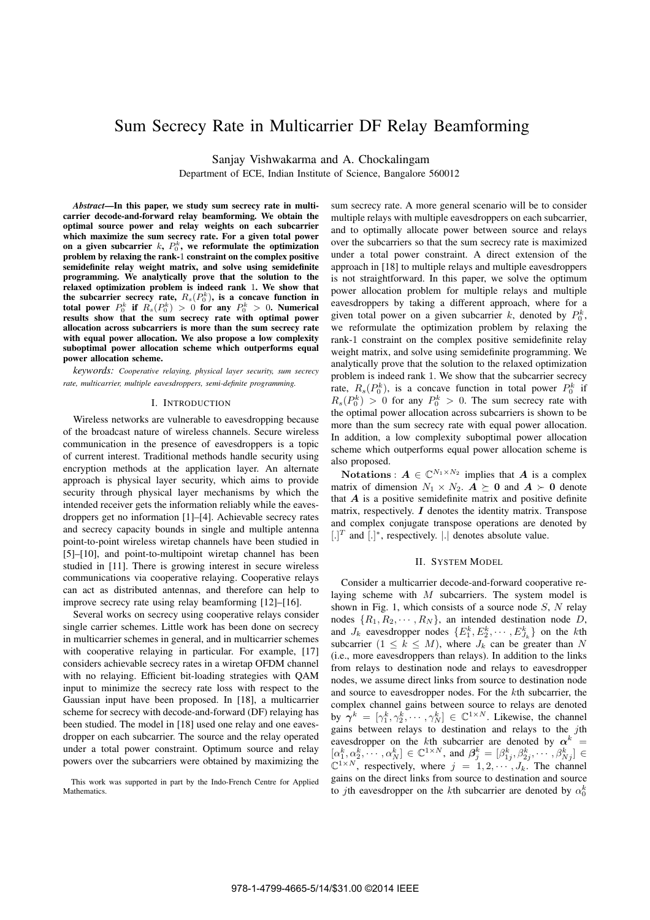# Sum Secrecy Rate in Multicarrier DF Relay Beamforming

Sanjay Vishwakarma and A. Chockalingam
Department of ECE, Indian Institute of Science, Bangalore 560012

***Abstract*—In this paper, we study sum secrecy rate in multicarrier decode-and-forward relay beamforming. We obtain the optimal source power and relay weights on each subcarrier which maximize the sum secrecy rate. For a given total power on a given subcarrier $k$, $P_0^k$, we reformulate the optimization problem by relaxing the rank-1 constraint on the complex positive semidefinite relay weight matrix, and solve using semidefinite programming. We analytically prove that the solution to the relaxed optimization problem is indeed rank 1. We show that the subcarrier secrecy rate, $R_s(P_0^k)$, is a concave function in total power $P_0^k$ if $R_s(P_0^k) > 0$ for any $P_0^k > 0$. Numerical results show that the sum secrecy rate with optimal power allocation across subcarriers is more than the sum secrecy rate with equal power allocation. We also propose a low complexity suboptimal power allocation scheme which outperforms equal power allocation scheme.**

*keywords: Cooperative relaying, physical layer security, sum secrecy rate, multicarrier, multiple eavesdroppers, semi-definite programming.*

## I. Introduction

Wireless networks are vulnerable to eavesdropping because of the broadcast nature of wireless channels. Secure wireless communication in the presence of eavesdroppers is a topic of current interest. Traditional methods handle security using encryption methods at the application layer. An alternate approach is physical layer security, which aims to provide security through physical layer mechanisms by which the intended receiver gets the information reliably while the eavesdroppers get no information [1]–[4]. Achievable secrecy rates and secrecy capacity bounds in single and multiple antenna point-to-point wireless wiretap channels have been studied in [5]–[10], and point-to-multipoint wiretap channel has been studied in [11]. There is growing interest in secure wireless communications via cooperative relaying. Cooperative relays can act as distributed antennas, and therefore can help to improve secrecy rate using relay beamforming [12]–[16].

Several works on secrecy using cooperative relays consider single carrier schemes. Little work has been done on secrecy in multicarrier schemes in general, and in multicarrier schemes with cooperative relaying in particular. For example, [17] considers achievable secrecy rates in a wiretap OFDM channel with no relaying. Efficient bit-loading strategies with QAM input to minimize the secrecy rate loss with respect to the Gaussian input have been proposed. In [18], a multicarrier scheme for secrecy with decode-and-forward (DF) relaying has been studied. The model in [18] used one relay and one eavesdropper on each subcarrier. The source and the relay operated under a total power constraint. Optimum source and relay powers over the subcarriers were obtained by maximizing the sum secrecy rate. A more general scenario will be to consider multiple relays with multiple eavesdroppers on each subcarrier, and to optimally allocate power between source and relays over the subcarriers so that the sum secrecy rate is maximized under a total power constraint. A direct extension of the approach in [18] to multiple relays and multiple eavesdroppers is not straightforward. In this paper, we solve the optimum power allocation problem for multiple relays and multiple eavesdroppers by taking a different approach, where for a given total power on a given subcarrier $k$, denoted by $P_0^k$, we reformulate the optimization problem by relaxing the rank-1 constraint on the complex positive semidefinite relay weight matrix, and solve using semidefinite programming. We analytically prove that the solution to the relaxed optimization problem is indeed rank 1. We show that the subcarrier secrecy rate, $R_s(P_0^k)$, is a concave function in total power $P_0^k$ if $R_s(P_0^k) > 0$ for any $P_0^k > 0$. The sum secrecy rate with the optimal power allocation across subcarriers is shown to be more than the sum secrecy rate with equal power allocation. In addition, a low complexity suboptimal power allocation scheme which outperforms equal power allocation scheme is also proposed.

**Notations** : $\boldsymbol{A} \in \mathbb{C}^{N_1 \times N_2}$ implies that $\boldsymbol{A}$ is a complex matrix of dimension $N_1 \times N_2$. $\boldsymbol{A} \succeq \boldsymbol{0}$ and $\boldsymbol{A} \succ \boldsymbol{0}$ denote that $\boldsymbol{A}$ is a positive semidefinite matrix and positive definite matrix, respectively. $\boldsymbol{I}$ denotes the identity matrix. Transpose and complex conjugate transpose operations are denoted by $[.]^T$ and $[.]^*$, respectively. $|.|$ denotes absolute value.

## II. System Model

Consider a multicarrier decode-and-forward cooperative relaying scheme with $M$ subcarriers. The system model is shown in Fig. 1, which consists of a source node $S$, $N$ relay nodes $\{R_1, R_2, \cdots, R_N\}$, an intended destination node $D$, and $J_k$ eavesdropper nodes $\{E_1^k, E_2^k, \cdots, E_{J_k}^k\}$ on the $k$th subcarrier ($1 \leq k \leq M$), where $J_k$ can be greater than $N$ (i.e., more eavesdroppers than relays). In addition to the links from relays to destination node and relays to eavesdropper nodes, we assume direct links from source to destination node and source to eavesdropper nodes. For the $k$th subcarrier, the complex channel gains between source to relays are denoted by $\boldsymbol{\gamma}^k = [\gamma_1^k, \gamma_2^k, \cdots, \gamma_N^k] \in \mathbb{C}^{1 \times N}$. Likewise, the channel gains between relays to destination and relays to the $j$th eavesdropper on the $k$th subcarrier are denoted by $\boldsymbol{\alpha}^k = [\alpha_1^k, \alpha_2^k, \cdots, \alpha_N^k] \in \mathbb{C}^{1 \times N}$, and $\boldsymbol{\beta}_j^k = [\beta_{1j}^k, \beta_{2j}^k, \cdots, \beta_{Nj}^k] \in \mathbb{C}^{1 \times N}$, respectively, where $j = 1, 2, \cdots, J_k$. The channel gains on the direct links from source to destination and source to $j$th eavesdropper on the $k$th subcarrier are denoted by $\alpha_0^k$

This work was supported in part by the Indo-French Centre for Applied Mathematics.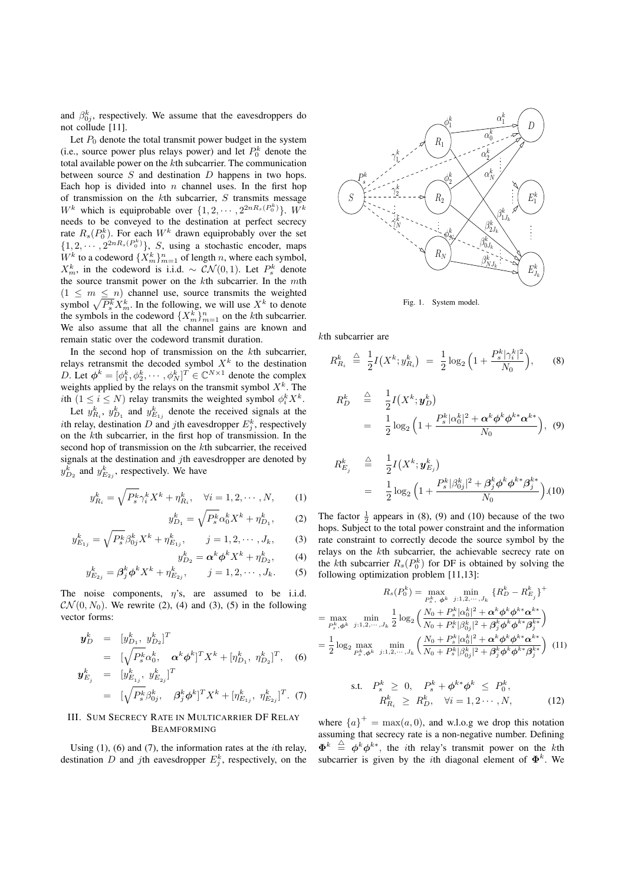and $\beta_{0j}^k$, respectively. We assume that the eavesdroppers do not collude [11].

Let $P_0$ denote the total transmit power budget in the system (i.e., source power plus relays power) and let $P_0^k$ denote the total available power on the $k$th subcarrier. The communication between source $S$ and destination $D$ happens in two hops. Each hop is divided into $n$ channel uses. In the first hop of transmission on the $k$th subcarrier, $S$ transmits message $W^k$ which is equiprobable over $\{1, 2, \cdots, 2^{2nR_s(P_0^k)}\}$. $W^k$ needs to be conveyed to the destination at perfect secrecy rate $R_s(P_0^k)$. For each $W^k$ drawn equiprobably over the set $\{1, 2, \cdots, 2^{2nR_s(P_0^k)}\}$, $S$, using a stochastic encoder, maps $W^k$ to a codeword $\{X_m^k\}_{m=1}^n$ of length $n$, where each symbol, $X_m^k$, in the codeword is i.i.d. $\sim \mathcal{CN}(0,1)$. Let $P_s^k$ denote the source transmit power on the $k$th subcarrier. In the $m$th $(1 \leq m \leq n)$ channel use, source transmits the weighted symbol $\sqrt{P_s^k} X_m^k$. In the following, we will use $X^k$ to denote the symbols in the codeword $\{X_m^k\}_{m=1}^n$ on the $k$th subcarrier. We also assume that all the channel gains are known and remain static over the codeword transmit duration.

In the second hop of transmission on the $k$th subcarrier, relays retransmit the decoded symbol $X^k$ to the destination $D$. Let $\boldsymbol{\phi}^k = [\phi_1^k, \phi_2^k, \cdots, \phi_N^k]^T \in \mathbb{C}^{N\times 1}$ denote the complex weights applied by the relays on the transmit symbol $X^k$. The $i$th $(1 \leq i \leq N)$ relay transmits the weighted symbol $\phi_i^k X^k$.

Let $y_{R_i}^k$, $y_{D_1}^k$ and $y_{E_{1j}}^k$ denote the received signals at the $i$th relay, destination $D$ and $j$th eavesdropper $E_j^k$, respectively on the $k$th subcarrier, in the first hop of transmission. In the second hop of transmission on the $k$th subcarrier, the received signals at the destination and $j$th eavesdropper are denoted by $y_{D_2}^k$ and $y_{E_{2j}}^k$, respectively. We have

$$y_{R_i}^k = \sqrt{P_s^k}\gamma_i^k X^k + \eta_{R_i}^k, \quad \forall i = 1, 2, \cdots, N, \qquad (1)$$

$$y_{D_1}^k = \sqrt{P_s^k}\alpha_0^k X^k + \eta_{D_1}^k, \qquad (2)$$

$$y_{E_{1j}}^k = \sqrt{P_s^k}\beta_{0j}^k X^k + \eta_{E_{1j}}^k, \qquad j = 1, 2, \cdots, J_k, \qquad (3)$$

$$y_{D_2}^k = \boldsymbol{\alpha}^k \boldsymbol{\phi}^k X^k + \eta_{D_2}^k, \qquad (4)$$

$$y_{E_{2j}}^k = \boldsymbol{\beta}_j^k \boldsymbol{\phi}^k X^k + \eta_{E_{2j}}^k, \qquad j = 1, 2, \cdots, J_k. \qquad (5)$$

The noise components, $\eta$'s, are assumed to be i.i.d. $\mathcal{CN}(0, N_0)$. We rewrite (2), (4) and (3), (5) in the following vector forms:

$$\begin{aligned}
\boldsymbol{y}_D^k &= [y_{D_1}^k,\ y_{D_2}^k]^T \\
&= [\sqrt{P_s^k}\alpha_0^k, \quad \boldsymbol{\alpha}^k\boldsymbol{\phi}^k]^T X^k + [\eta_{D_1}^k,\ \eta_{D_2}^k]^T, \quad (6)\\
\boldsymbol{y}_{E_j}^k &= [y_{E_{1j}}^k,\ y_{E_{2j}}^k]^T \\
&= [\sqrt{P_s^k}\beta_{0j}^k, \quad \boldsymbol{\beta}_j^k\boldsymbol{\phi}^k]^T X^k + [\eta_{E_{1j}}^k,\ \eta_{E_{2j}}^k]^T. \quad (7)
\end{aligned}$$

## III. Sum Secrecy Rate in Multicarrier DF Relay Beamforming

Using (1), (6) and (7), the information rates at the $i$th relay, destination $D$ and $j$th eavesdropper $E_j^k$, respectively, on the $k$th subcarrier are

Fig. 1. System model.

$$R_{R_i}^k \triangleq \frac{1}{2} I\big(X^k; y_{R_i}^k\big) = \frac{1}{2}\log_2\Big(1 + \frac{P_s^k|\gamma_i^k|^2}{N_0}\Big), \qquad (8)$$

$$\begin{aligned}
R_D^k &\triangleq \frac{1}{2} I\big(X^k; \boldsymbol{y}_D^k\big) \\
&= \frac{1}{2}\log_2\Big(1 + \frac{P_s^k|\alpha_0^k|^2 + \boldsymbol{\alpha}^k\boldsymbol{\phi}^k\boldsymbol{\phi}^{k*}\boldsymbol{\alpha}^{k*}}{N_0}\Big), \quad (9)
\end{aligned}$$

$$\begin{aligned}
R_{E_j}^k &\triangleq \frac{1}{2} I\big(X^k; \boldsymbol{y}_{E_j}^k\big) \\
&= \frac{1}{2}\log_2\Big(1 + \frac{P_s^k|\beta_{0j}^k|^2 + \boldsymbol{\beta}_j^k\boldsymbol{\phi}^k\boldsymbol{\phi}^{k*}\boldsymbol{\beta}_j^{k*}}{N_0}\Big). (10)
\end{aligned}$$

The factor $\frac{1}{2}$ appears in (8), (9) and (10) because of the two hops. Subject to the total power constraint and the information rate constraint to correctly decode the source symbol by the relays on the $k$th subcarrier, the achievable secrecy rate on the $k$th subcarrier $R_s(P_0^k)$ for DF is obtained by solving the following optimization problem [11,13]:

$$\begin{aligned}
& R_s(P_0^k) = \max_{P_s^k,\ \boldsymbol{\phi}^k}\ \min_{j:1,2,\cdots,J_k} \{R_D^k - R_{E_j}^k\}^+ \\
&= \max_{P_s^k, \boldsymbol{\phi}^k}\ \min_{j:1,2,\cdots,J_k} \frac{1}{2}\log_2\Big(\frac{N_0 + P_s^k|\alpha_0^k|^2 + \boldsymbol{\alpha}^k\boldsymbol{\phi}^k\boldsymbol{\phi}^{k*}\boldsymbol{\alpha}^{k*}}{N_0 + P_s^k|\beta_{0j}^k|^2 + \boldsymbol{\beta}_j^k\boldsymbol{\phi}^k\boldsymbol{\phi}^{k*}\boldsymbol{\beta}_j^{k*}}\Big) \\
&= \frac{1}{2}\log_2 \max_{P_s^k, \boldsymbol{\phi}^k}\ \min_{j:1,2,\cdots,J_k} \Big(\frac{N_0 + P_s^k|\alpha_0^k|^2 + \boldsymbol{\alpha}^k\boldsymbol{\phi}^k\boldsymbol{\phi}^{k*}\boldsymbol{\alpha}^{k*}}{N_0 + P_s^k|\beta_{0j}^k|^2 + \boldsymbol{\beta}_j^k\boldsymbol{\phi}^k\boldsymbol{\phi}^{k*}\boldsymbol{\beta}_j^{k*}}\Big) \quad (11)
\end{aligned}$$

$$\begin{aligned}
\text{s.t.} \quad & P_s^k \geq 0, \quad P_s^k + \boldsymbol{\phi}^{k*}\boldsymbol{\phi}^k \leq P_0^k, \\
& R_{R_i}^k \geq R_D^k, \quad \forall i = 1, 2 \cdots, N, \qquad (12)
\end{aligned}$$

where $\{a\}^+ = \max(a, 0)$, and w.l.o.g we drop this notation assuming that secrecy rate is a non-negative number. Defining $\boldsymbol{\Phi}^k \triangleq \boldsymbol{\phi}^k\boldsymbol{\phi}^{k*}$, the $i$th relay's transmit power on the $k$th subcarrier is given by the $i$th diagonal element of $\boldsymbol{\Phi}^k$. We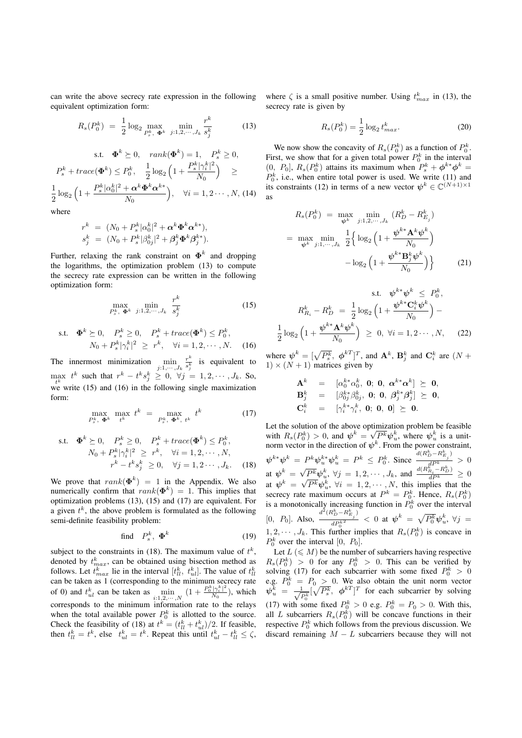can write the above secrecy rate expression in the following equivalent optimization form:

$$R_s(P_0^k) \;=\; \frac{1}{2}\log_2 \max_{P_s^k,\ \mathbf{\Phi}^k} \ \min_{j:1,2,\cdots,J_k} \frac{r^k}{s_j^k} \tag{13}$$

$$\text{s.t.} \quad \mathbf{\Phi}^k \succeq 0, \quad rank(\mathbf{\Phi}^k) = 1, \quad P_s^k \geq 0,$$
$$P_s^k + trace(\mathbf{\Phi}^k) \leq P_0^k, \quad \frac{1}{2}\log_2\Big(1 + \frac{P_s^k|\gamma_i^k|^2}{N_0}\Big) \quad \geq$$
$$\frac{1}{2}\log_2\Big(1 + \frac{P_s^k|\alpha_0^k|^2 + \boldsymbol{\alpha}^k\mathbf{\Phi}^k\boldsymbol{\alpha}^{k*}}{N_0}\Big), \quad \forall i = 1, 2\cdots, N, \tag{14}$$

where

$$r^k \;=\; (N_0 + P_s^k|\alpha_0^k|^2 + \boldsymbol{\alpha}^k\mathbf{\Phi}^k\boldsymbol{\alpha}^{k*}),$$
$$s_j^k \;=\; (N_0 + P_s^k|\beta_{0j}^k|^2 + \boldsymbol{\beta}_j^k\mathbf{\Phi}^k\boldsymbol{\beta}_j^{k*}).$$

Further, relaxing the rank constraint on $\mathbf{\Phi}^k$ and dropping the logarithms, the optimization problem (13) to compute the secrecy rate expression can be written in the following optimization form:

$$\max_{P_s^k,\ \mathbf{\Phi}^k} \ \min_{j:1,2,\cdots,J_k} \frac{r^k}{s_j^k} \tag{15}$$

$$\text{s.t.} \quad \mathbf{\Phi}^k \succeq 0, \quad P_s^k \geq 0, \quad P_s^k + trace(\mathbf{\Phi}^k) \leq P_0^k,$$
$$N_0 + P_s^k|\gamma_i^k|^2 \;\geq\; r^k, \quad \forall i = 1, 2, \cdots, N. \tag{16}$$

The innermost minimization $\min_{j:1,\cdots,J_k} \frac{r^k}{s_j^k}$ is equivalent to $\max_{t^k} \ t^k$ such that $r^k - t^k s_j^k \geq 0, \ \forall j = 1, 2, \cdots, J_k$. So, we write (15) and (16) in the following single maximization form:

$$\max_{P_s^k,\ \mathbf{\Phi}^k} \ \max_{t^k} \ t^k \;=\; \max_{P_s^k,\ \mathbf{\Phi}^k,\ t^k} \ t^k \tag{17}$$

$$\text{s.t.} \quad \mathbf{\Phi}^k \succeq 0, \quad P_s^k \geq 0, \quad P_s^k + trace(\mathbf{\Phi}^k) \leq P_0^k,$$
$$N_0 + P_s^k|\gamma_i^k|^2 \;\geq\; r^k, \quad \forall i = 1, 2, \cdots, N,$$
$$r^k - t^k s_j^k \;\geq 0, \quad \forall j = 1, 2\cdots, J_k. \tag{18}$$

We prove that $rank(\mathbf{\Phi}^k) = 1$ in the Appendix. We also numerically confirm that $rank(\mathbf{\Phi}^k) = 1$. This implies that optimization problems (13), (15) and (17) are equivalent. For a given $t^k$, the above problem is formulated as the following semi-definite feasibility problem:

$$\text{find} \quad P_s^k, \ \mathbf{\Phi}^k \tag{19}$$

subject to the constraints in (18). The maximum value of $t^k$, denoted by $t_{max}^k$, can be obtained using bisection method as follows. Let $t_{max}^k$ lie in the interval $[t_{ll}^k, \ t_{ul}^k]$. The value of $t_{ll}^k$ can be taken as 1 (corresponding to the minimum secrecy rate of 0) and $t_{ul}^k$ can be taken as $\min_{i:1,2,\cdots,N} (1 + \frac{P_0^k|\gamma_i^k|^2}{N_0})$, which corresponds to the minimum information rate to the relays when the total available power $P_0^k$ is allotted to the source. Check the feasibility of (18) at $t^k = (t_{ll}^k + t_{ul}^k)/2$. If feasible, then $t_{ll}^k = t^k$, else $t_{ul}^k = t^k$. Repeat this until $t_{ul}^k - t_{ll}^k \leq \zeta$, where $\zeta$ is a small positive number. Using $t_{max}^k$ in (13), the secrecy rate is given by

$$R_s(P_0^k) = \frac{1}{2}\log_2 t_{max}^k. \tag{20}$$

We now show the concavity of $R_s(P_0^k)$ as a function of $P_0^k$. First, we show that for a given total power $P_0^k$ in the interval $(0, \ P_0]$, $R_s(P_0^k)$ attains its maximum when $P_s^k + \boldsymbol{\phi}^{k*}\boldsymbol{\phi}^k = P_0^k$, i.e., when entire total power is used. We write (11) and its constraints (12) in terms of a new vector $\boldsymbol{\psi}^k \in \mathbb{C}^{(N+1)\times 1}$ as

$$R_s(P_0^k) \;=\; \max_{\boldsymbol{\psi}^k} \ \min_{j:1,2,\cdots,J_k} \ (R_D^k - R_{E_j}^k)$$
$$= \max_{\boldsymbol{\psi}^k} \min_{j:1,\cdots,J_k} \ \frac{1}{2}\Big\{\log_2\Big(1 + \frac{\boldsymbol{\psi}^{k*}\mathbf{A}^k\boldsymbol{\psi}^k}{N_0}\Big)$$
$$- \log_2\Big(1 + \frac{\boldsymbol{\psi}^{k*}\mathbf{B}_j^k\boldsymbol{\psi}^k}{N_0}\Big)\Big\} \tag{21}$$

$$\text{s.t.} \quad \boldsymbol{\psi}^{k*}\boldsymbol{\psi}^k \;\leq\; P_0^k,$$
$$R_{R_i}^k - R_D^k \;=\; \frac{1}{2}\log_2\Big(1 + \frac{\boldsymbol{\psi}^{k*}\mathbf{C}_i^k\boldsymbol{\psi}^k}{N_0}\Big) -$$
$$\frac{1}{2}\log_2\Big(1 + \frac{\boldsymbol{\psi}^{k*}\mathbf{A}^k\boldsymbol{\psi}^k}{N_0}\Big) \;\geq\; 0, \ \forall i = 1, 2\cdots, N, \tag{22}$$

where $\boldsymbol{\psi}^k = [\sqrt{P_s^k}, \ \boldsymbol{\phi}^{kT}]^T$, and $\mathbf{A}^k$, $\mathbf{B}_j^k$ and $\mathbf{C}_i^k$ are $(N+1)\times(N+1)$ matrices given by

$$\mathbf{A}^k \;=\; [\alpha_0^{k*}\alpha_0^k, \ \mathbf{0}; \ \mathbf{0}, \ \boldsymbol{\alpha}^{k*}\boldsymbol{\alpha}^k] \ \succeq \ \mathbf{0},$$
$$\mathbf{B}_j^k \;=\; [\beta_{0j}^{k*}\beta_{0j}^k, \ \mathbf{0}; \ \mathbf{0}, \ \boldsymbol{\beta}_j^{k*}\boldsymbol{\beta}_j^k] \ \succeq \ \mathbf{0},$$
$$\mathbf{C}_i^k \;=\; [\gamma_i^{k*}\gamma_i^k, \ \mathbf{0}; \ \mathbf{0}, \ \mathbf{0}] \ \succeq \ \mathbf{0}.$$

Let the solution of the above optimization problem be feasible with $R_s(P_0^k) > 0$, and $\boldsymbol{\psi}^k = \sqrt{P^k}\boldsymbol{\psi}_u^k$, where $\boldsymbol{\psi}_u^k$ is a unit-norm vector in the direction of $\boldsymbol{\psi}^k$. From the power constraint, $\boldsymbol{\psi}^{k*}\boldsymbol{\psi}^k = P^k\boldsymbol{\psi}_u^{k*}\boldsymbol{\psi}_u^k = P^k \leq P_0^k$. Since $\frac{d(R_D^k - R_{E_j}^k)}{dP^k} > 0$ at $\boldsymbol{\psi}^k = \sqrt{P^k}\boldsymbol{\psi}_u^k, \ \forall j = 1, 2, \cdots, J_k$, and $\frac{d(R_{R_i}^k - R_D^k)}{dP^k} \geq 0$ at $\boldsymbol{\psi}^k = \sqrt{P^k}\boldsymbol{\psi}_u^k, \ \forall i = 1, 2, \cdots, N$, this implies that the secrecy rate maximum occurs at $P^k = P_0^k$. Hence, $R_s(P_0^k)$ is a monotonically increasing function in $P_0^k$ over the interval $[0, \ P_0]$. Also, $\frac{d^2(R_D^k - R_{E_j}^k)}{dP_0^{k^2}} < 0$ at $\boldsymbol{\psi}^k = \sqrt{P_0^k}\boldsymbol{\psi}_u^k, \ \forall j = 1, 2, \cdots, J_k$. This further implies that $R_s(P_0^k)$ is concave in $P_0^k$ over the interval $[0, \ P_0]$.

Let $L \ (\leqslant M)$ be the number of subcarriers having respective $R_s(P_0^k) > 0$ for any $P_0^k > 0$. This can be verified by solving (17) for each subcarrier with some fixed $P_0^k > 0$ e.g. $P_0^k = P_0 > 0$. We also obtain the unit norm vector $\boldsymbol{\psi}_u^k = \frac{1}{\sqrt{P_0^k}}[\sqrt{P_s^k}, \ \boldsymbol{\phi}^{kT}]^T$ for each subcarrier by solving (17) with some fixed $P_0^k > 0$ e.g. $P_0^k = P_0 > 0$. With this, all $L$ subcarriers $R_s(P_0^k)$ will be concave functions in their respective $P_0^k$ which follows from the previous discussion. We discard remaining $M - L$ subcarriers because they will not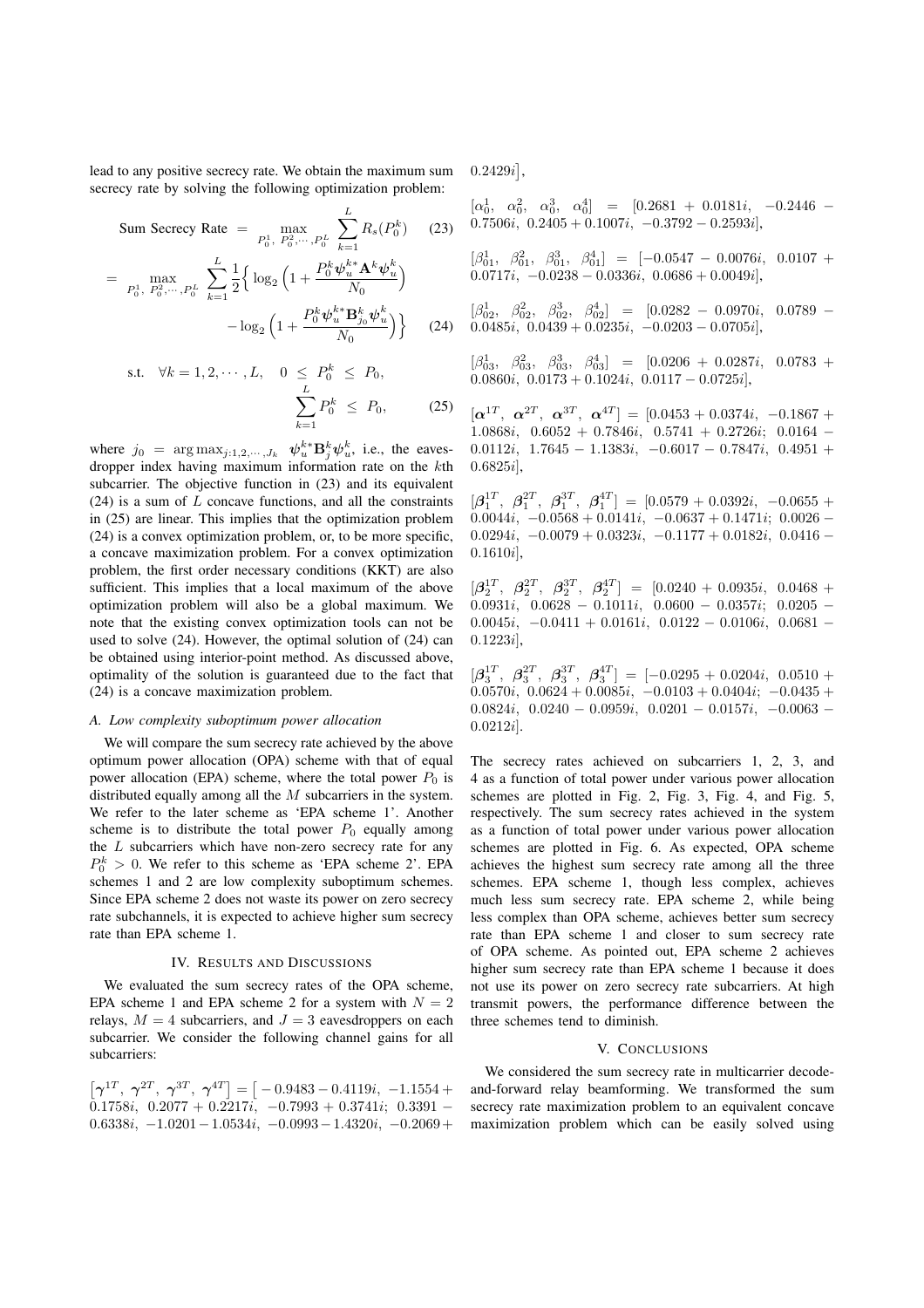lead to any positive secrecy rate. We obtain the maximum sum secrecy rate by solving the following optimization problem:

$$\text{Sum Secrecy Rate} = \max_{P_0^1,\, P_0^2,\cdots,P_0^L} \sum_{k=1}^{L} R_s(P_0^k) \tag{23}$$

$$= \max_{P_0^1,\, P_0^2,\cdots,P_0^L} \sum_{k=1}^{L} \frac{1}{2}\Big\{ \log_2\Big(1+\frac{P_0^k \boldsymbol{\psi}_u^{k*}\mathbf{A}^k\boldsymbol{\psi}_u^k}{N_0}\Big) - \log_2\Big(1+\frac{P_0^k \boldsymbol{\psi}_u^{k*}\mathbf{B}_{j_0}^k\boldsymbol{\psi}_u^k}{N_0}\Big)\Big\} \tag{24}$$

$$\text{s.t.} \quad \forall k = 1,2,\cdots,L, \quad 0 \le P_0^k \le P_0, \qquad \sum_{k=1}^{L} P_0^k \le P_0, \tag{25}$$

where $j_0 = \arg\max_{j:1,2,\cdots,J_k} \boldsymbol{\psi}_u^{k*}\mathbf{B}_j^k\boldsymbol{\psi}_u^k$, i.e., the eavesdropper index having maximum information rate on the $k$th subcarrier. The objective function in (23) and its equivalent (24) is a sum of $L$ concave functions, and all the constraints in (25) are linear. This implies that the optimization problem (24) is a convex optimization problem, or, to be more specific, a concave maximization problem. For a convex optimization problem, the first order necessary conditions (KKT) are also sufficient. This implies that a local maximum of the above optimization problem will also be a global maximum. We note that the existing convex optimization tools can not be used to solve (24). However, the optimal solution of (24) can be obtained using interior-point method. As discussed above, optimality of the solution is guaranteed due to the fact that (24) is a concave maximization problem.

### A. Low complexity suboptimum power allocation

We will compare the sum secrecy rate achieved by the above optimum power allocation (OPA) scheme with that of equal power allocation (EPA) scheme, where the total power $P_0$ is distributed equally among all the $M$ subcarriers in the system. We refer to the later scheme as 'EPA scheme 1'. Another scheme is to distribute the total power $P_0$ equally among the $L$ subcarriers which have non-zero secrecy rate for any $P_0^k > 0$. We refer to this scheme as 'EPA scheme 2'. EPA schemes 1 and 2 are low complexity suboptimum schemes. Since EPA scheme 2 does not waste its power on zero secrecy rate subchannels, it is expected to achieve higher sum secrecy rate than EPA scheme 1.

## IV. Results and Discussions

We evaluated the sum secrecy rates of the OPA scheme, EPA scheme 1 and EPA scheme 2 for a system with $N = 2$ relays, $M = 4$ subcarriers, and $J = 3$ eavesdroppers on each subcarrier. We consider the following channel gains for all subcarriers:

$\big[\boldsymbol{\gamma}^{1T},\ \boldsymbol{\gamma}^{2T},\ \boldsymbol{\gamma}^{3T},\ \boldsymbol{\gamma}^{4T}\big] = \big[-0.9483-0.4119i,\ -1.1554+0.1758i,\ 0.2077+0.2217i,\ -0.7993+0.3741i;\ 0.3391-0.6338i,\ -1.0201-1.0534i,\ -0.0993-1.4320i,\ -0.2069+0.2429i\big]$,

$[\alpha_0^1,\ \alpha_0^2,\ \alpha_0^3,\ \alpha_0^4] = [0.2681+0.0181i,\ -0.2446-0.7506i,\ 0.2405+0.1007i,\ -0.3792-0.2593i]$,

$[\beta_{01}^1,\ \beta_{01}^2,\ \beta_{01}^3,\ \beta_{01}^4] = [-0.0547-0.0076i,\ 0.0107+0.0717i,\ -0.0238-0.0336i,\ 0.0686+0.0049i]$,

$[\beta_{02}^1,\ \beta_{02}^2,\ \beta_{02}^3,\ \beta_{02}^4] = [0.0282-0.0970i,\ 0.0789-0.0485i,\ 0.0439+0.0235i,\ -0.0203-0.0705i]$,

$[\beta_{03}^1,\ \beta_{03}^2,\ \beta_{03}^3,\ \beta_{03}^4] = [0.0206+0.0287i,\ 0.0783+0.0860i,\ 0.0173+0.1024i,\ 0.0117-0.0725i]$,

$[\boldsymbol{\alpha}^{1T},\ \boldsymbol{\alpha}^{2T},\ \boldsymbol{\alpha}^{3T},\ \boldsymbol{\alpha}^{4T}] = [0.0453+0.0374i,\ -0.1867+1.0868i,\ 0.6052+0.7846i,\ 0.5741+0.2726i;\ 0.0164-0.0112i,\ 1.7645-1.1383i,\ -0.6017-0.7847i,\ 0.4951+0.6825i]$,

$[\boldsymbol{\beta}_1^{1T},\ \boldsymbol{\beta}_1^{2T},\ \boldsymbol{\beta}_1^{3T},\ \boldsymbol{\beta}_1^{4T}] = [0.0579+0.0392i,\ -0.0655+0.0044i,\ -0.0568+0.0141i,\ -0.0637+0.1471i;\ 0.0026-0.0294i,\ -0.0079+0.0323i,\ -0.1177+0.0182i,\ 0.0416-0.1610i]$,

$[\boldsymbol{\beta}_2^{1T},\ \boldsymbol{\beta}_2^{2T},\ \boldsymbol{\beta}_2^{3T},\ \boldsymbol{\beta}_2^{4T}] = [0.0240+0.0935i,\ 0.0468+0.0931i,\ 0.0628-0.1011i,\ 0.0600-0.0357i;\ 0.0205-0.0045i,\ -0.0411+0.0161i,\ 0.0122-0.0106i,\ 0.0681-0.1223i]$,

$[\boldsymbol{\beta}_3^{1T},\ \boldsymbol{\beta}_3^{2T},\ \boldsymbol{\beta}_3^{3T},\ \boldsymbol{\beta}_3^{4T}] = [-0.0295+0.0204i,\ 0.0510+0.0570i,\ 0.0624+0.0085i,\ -0.0103+0.0404i;\ -0.0435+0.0824i,\ 0.0240-0.0959i,\ 0.0201-0.0157i,\ -0.0063-0.0212i]$.

The secrecy rates achieved on subcarriers 1, 2, 3, and 4 as a function of total power under various power allocation schemes are plotted in Fig. 2, Fig. 3, Fig. 4, and Fig. 5, respectively. The sum secrecy rates achieved in the system as a function of total power under various power allocation schemes are plotted in Fig. 6. As expected, OPA scheme achieves the highest sum secrecy rate among all the three schemes. EPA scheme 1, though less complex, achieves much less sum secrecy rate. EPA scheme 2, while being less complex than OPA scheme, achieves better sum secrecy rate than EPA scheme 1 and closer to sum secrecy rate of OPA scheme. As pointed out, EPA scheme 2 achieves higher sum secrecy rate than EPA scheme 1 because it does not use its power on zero secrecy rate subcarriers. At high transmit powers, the performance difference between the three schemes tend to diminish.

## V. Conclusions

We considered the sum secrecy rate in multicarrier decode-and-forward relay beamforming. We transformed the sum secrecy rate maximization problem to an equivalent concave maximization problem which can be easily solved using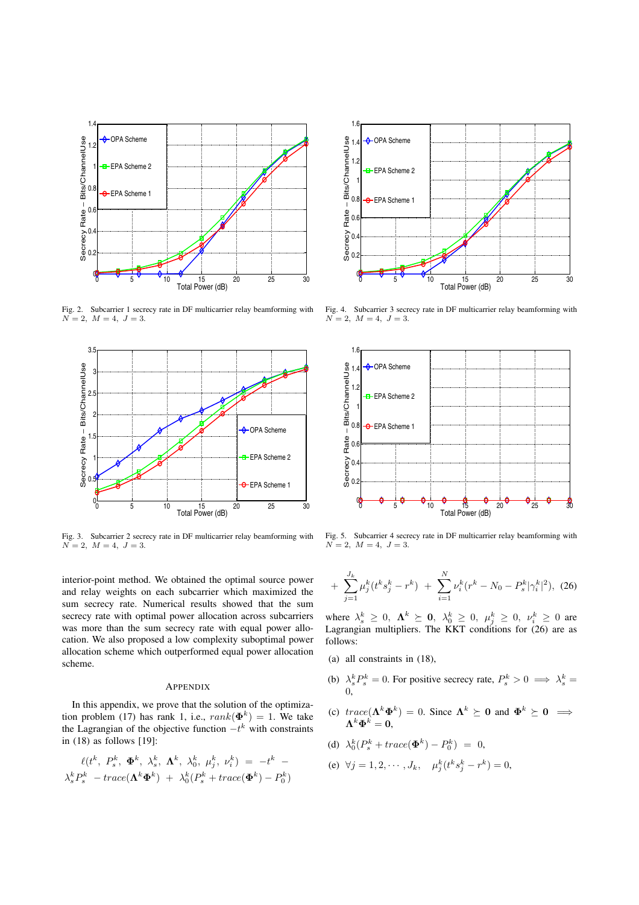Fig. 2. Subcarrier 1 secrecy rate in DF multicarrier relay beamforming with $N = 2,\ M = 4,\ J = 3$.

Fig. 4. Subcarrier 3 secrecy rate in DF multicarrier relay beamforming with $N = 2,\ M = 4,\ J = 3$.

Fig. 3. Subcarrier 2 secrecy rate in DF multicarrier relay beamforming with $N = 2,\ M = 4,\ J = 3$.

Fig. 5. Subcarrier 4 secrecy rate in DF multicarrier relay beamforming with $N = 2,\ M = 4,\ J = 3$.

interior-point method. We obtained the optimal source power and relay weights on each subcarrier which maximized the sum secrecy rate. Numerical results showed that the sum secrecy rate with optimal power allocation across subcarriers was more than the sum secrecy rate with equal power allocation. We also proposed a low complexity suboptimal power allocation scheme which outperformed equal power allocation scheme.

## APPENDIX

In this appendix, we prove that the solution of the optimization problem (17) has rank 1, i.e., $rank(\mathbf{\Phi}^k) = 1$. We take the Lagrangian of the objective function $-t^k$ with constraints in (18) as follows [19]:

$$\ell(t^k,\ P_s^k,\ \mathbf{\Phi}^k,\ \lambda_s^k,\ \mathbf{\Lambda}^k,\ \lambda_0^k,\ \mu_j^k,\ \nu_i^k) = -t^k - \lambda_s^k P_s^k - trace(\mathbf{\Lambda}^k \mathbf{\Phi}^k) + \lambda_0^k (P_s^k + trace(\mathbf{\Phi}^k) - P_0^k)$$

$$+ \sum_{j=1}^{J_k} \mu_j^k (t^k s_j^k - r^k) + \sum_{i=1}^{N} \nu_i^k (r^k - N_0 - P_s^k |\gamma_i^k|^2), \quad (26)$$

where $\lambda_s^k \geq 0,\ \mathbf{\Lambda}^k \succeq \mathbf{0},\ \lambda_0^k \geq 0,\ \mu_j^k \geq 0,\ \nu_i^k \geq 0$ are Lagrangian multipliers. The KKT conditions for (26) are as follows:

(a) all constraints in (18),

(b) $\lambda_s^k P_s^k = 0$. For positive secrecy rate, $P_s^k > 0 \implies \lambda_s^k = 0$,

(c) $trace(\mathbf{\Lambda}^k \mathbf{\Phi}^k) = 0$. Since $\mathbf{\Lambda}^k \succeq \mathbf{0}$ and $\mathbf{\Phi}^k \succeq \mathbf{0} \implies \mathbf{\Lambda}^k \mathbf{\Phi}^k = \mathbf{0}$,

(d) $\lambda_0^k (P_s^k + trace(\mathbf{\Phi}^k) - P_0^k) = 0$,

(e) $\forall j = 1, 2, \cdots, J_k, \quad \mu_j^k (t^k s_j^k - r^k) = 0$,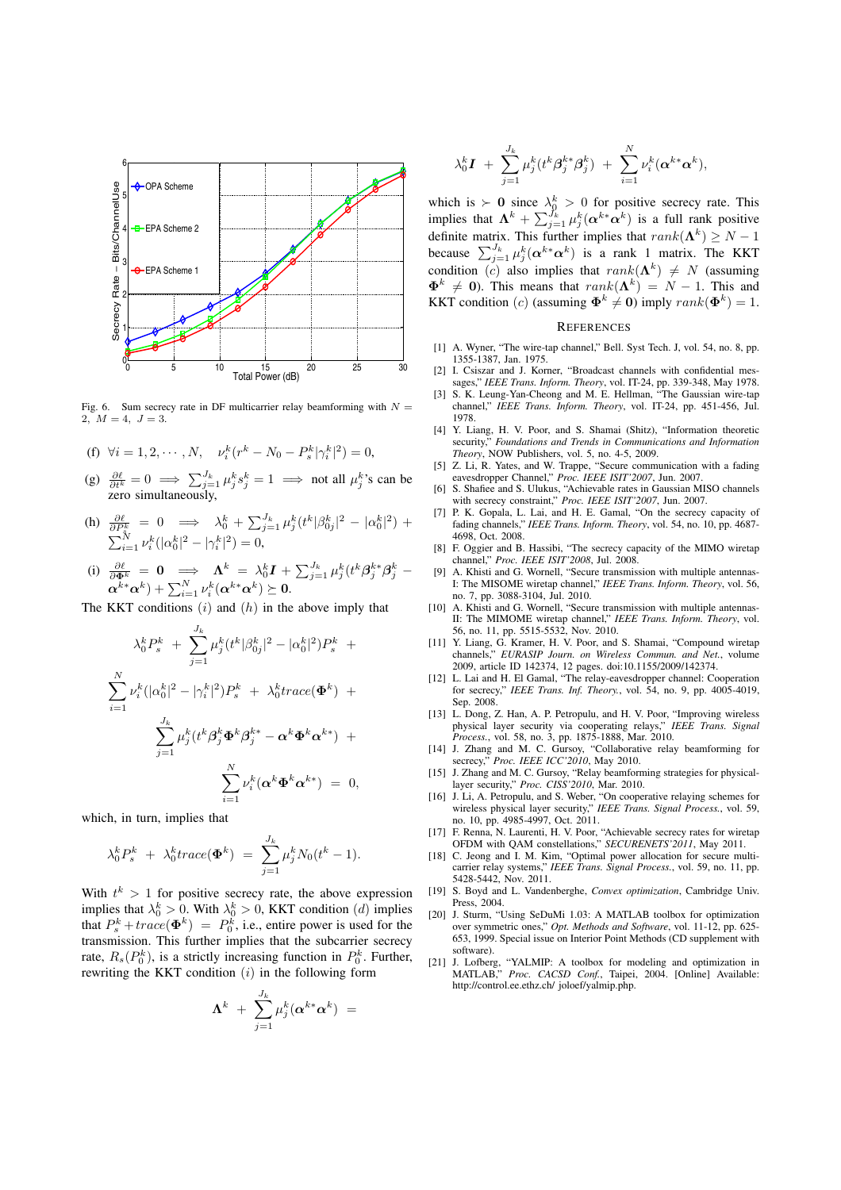Secrecy Rate – Bits/ChannelUse

Total Power (dB)

OPA Scheme

EPA Scheme 2

EPA Scheme 1

0 5 10 15 20 25 30

0 1 2 3 4 5 6

Fig. 6. Sum secrecy rate in DF multicarrier relay beamforming with $N = 2,\ M = 4,\ J = 3$.

(f) $\forall i = 1, 2, \cdots, N, \quad \nu_i^k (r^k - N_0 - P_s^k |\gamma_i^k|^2) = 0,$

(g) $\frac{\partial \ell}{\partial t^k} = 0 \implies \sum_{j=1}^{J_k} \mu_j^k s_j^k = 1 \implies$ not all $\mu_j^k$'s can be zero simultaneously,

(h) $\frac{\partial \ell}{\partial P_s^k} = 0 \implies \lambda_0^k + \sum_{j=1}^{J_k} \mu_j^k (t^k |\beta_{0j}^k|^2 - |\alpha_0^k|^2) + \sum_{i=1}^{N} \nu_i^k (|\alpha_0^k|^2 - |\gamma_i^k|^2) = 0,$

(i) $\frac{\partial \ell}{\partial \mathbf{\Phi}^k} = \mathbf{0} \implies \mathbf{\Lambda}^k = \lambda_0^k \mathbf{I} + \sum_{j=1}^{J_k} \mu_j^k (t^k \boldsymbol{\beta}_j^{k*} \boldsymbol{\beta}_j^k - \boldsymbol{\alpha}^{k*} \boldsymbol{\alpha}^k) + \sum_{i=1}^{N} \nu_i^k (\boldsymbol{\alpha}^{k*} \boldsymbol{\alpha}^k) \succeq \mathbf{0}.$

The KKT conditions $(i)$ and $(h)$ in the above imply that

$$
\lambda_0^k P_s^k \ + \ \sum_{j=1}^{J_k} \mu_j^k (t^k |\beta_{0j}^k|^2 - |\alpha_0^k|^2) P_s^k \ + \\
\sum_{i=1}^{N} \nu_i^k (|\alpha_0^k|^2 - |\gamma_i^k|^2) P_s^k \ + \ \lambda_0^k trace(\mathbf{\Phi}^k) \ + \\
\sum_{j=1}^{J_k} \mu_j^k (t^k \boldsymbol{\beta}_j^k \mathbf{\Phi}^k \boldsymbol{\beta}_j^{k*} - \boldsymbol{\alpha}^k \mathbf{\Phi}^k \boldsymbol{\alpha}^{k*}) \ + \\
\sum_{i=1}^{N} \nu_i^k (\boldsymbol{\alpha}^k \mathbf{\Phi}^k \boldsymbol{\alpha}^{k*}) \ = \ 0,
$$

which, in turn, implies that

$$
\lambda_0^k P_s^k \ + \ \lambda_0^k trace(\mathbf{\Phi}^k) \ = \ \sum_{j=1}^{J_k} \mu_j^k N_0 (t^k - 1).
$$

With $t^k > 1$ for positive secrecy rate, the above expression implies that $\lambda_0^k > 0$. With $\lambda_0^k > 0$, KKT condition $(d)$ implies that $P_s^k + trace(\mathbf{\Phi}^k) = P_0^k$, i.e., entire power is used for the transmission. This further implies that the subcarrier secrecy rate, $R_s(P_0^k)$, is a strictly increasing function in $P_0^k$. Further, rewriting the KKT condition $(i)$ in the following form

$$
\mathbf{\Lambda}^k \ + \ \sum_{j=1}^{J_k} \mu_j^k (\boldsymbol{\alpha}^{k*} \boldsymbol{\alpha}^k) \ = \\
\lambda_0^k \mathbf{I} \ + \ \sum_{j=1}^{J_k} \mu_j^k (t^k \boldsymbol{\beta}_j^{k*} \boldsymbol{\beta}_j^k) \ + \ \sum_{i=1}^{N} \nu_i^k (\boldsymbol{\alpha}^{k*} \boldsymbol{\alpha}^k),
$$

which is $\succ \mathbf{0}$ since $\lambda_0^k > 0$ for positive secrecy rate. This implies that $\mathbf{\Lambda}^k + \sum_{j=1}^{J_k} \mu_j^k (\boldsymbol{\alpha}^{k*} \boldsymbol{\alpha}^k)$ is a full rank positive definite matrix. This further implies that $rank(\mathbf{\Lambda}^k) \geq N - 1$ because $\sum_{j=1}^{J_k} \mu_j^k (\boldsymbol{\alpha}^{k*} \boldsymbol{\alpha}^k)$ is a rank 1 matrix. The KKT condition $(c)$ also implies that $rank(\mathbf{\Lambda}^k) \neq N$ (assuming $\mathbf{\Phi}^k \neq \mathbf{0}$). This means that $rank(\mathbf{\Lambda}^k) = N - 1$. This and KKT condition $(c)$ (assuming $\mathbf{\Phi}^k \neq \mathbf{0}$) imply $rank(\mathbf{\Phi}^k) = 1$.

## References

[1] A. Wyner, "The wire-tap channel," Bell. Syst Tech. J, vol. 54, no. 8, pp. 1355-1387, Jan. 1975.

[2] I. Csiszar and J. Korner, "Broadcast channels with confidential messages," *IEEE Trans. Inform. Theory*, vol. IT-24, pp. 339-348, May 1978.

[3] S. K. Leung-Yan-Cheong and M. E. Hellman, "The Gaussian wire-tap channel," *IEEE Trans. Inform. Theory*, vol. IT-24, pp. 451-456, Jul. 1978.

[4] Y. Liang, H. V. Poor, and S. Shamai (Shitz), "Information theoretic security," *Foundations and Trends in Communications and Information Theory*, NOW Publishers, vol. 5, no. 4-5, 2009.

[5] Z. Li, R. Yates, and W. Trappe, "Secure communication with a fading eavesdropper Channel," *Proc. IEEE ISIT'2007*, Jun. 2007.

[6] S. Shafiee and S. Ulukus, "Achievable rates in Gaussian MISO channels with secrecy constraint," *Proc. IEEE ISIT'2007*, Jun. 2007.

[7] P. K. Gopala, L. Lai, and H. E. Gamal, "On the secrecy capacity of fading channels," *IEEE Trans. Inform. Theory*, vol. 54, no. 10, pp. 4687-4698, Oct. 2008.

[8] F. Oggier and B. Hassibi, "The secrecy capacity of the MIMO wiretap channel," *Proc. IEEE ISIT'2008*, Jul. 2008.

[9] A. Khisti and G. Wornell, "Secure transmission with multiple antennas-I: The MISOME wiretap channel," *IEEE Trans. Inform. Theory*, vol. 56, no. 7, pp. 3088-3104, Jul. 2010.

[10] A. Khisti and G. Wornell, "Secure transmission with multiple antennas-II: The MIMOME wiretap channel," *IEEE Trans. Inform. Theory*, vol. 56, no. 11, pp. 5515-5532, Nov. 2010.

[11] Y. Liang, G. Kramer, H. V. Poor, and S. Shamai, "Compound wiretap channels," *EURASIP Journ. on Wireless Commun. and Net.*, volume 2009, article ID 142374, 12 pages. doi:10.1155/2009/142374.

[12] L. Lai and H. El Gamal, "The relay-eavesdropper channel: Cooperation for secrecy," *IEEE Trans. Inf. Theory.*, vol. 54, no. 9, pp. 4005-4019, Sep. 2008.

[13] L. Dong, Z. Han, A. P. Petropulu, and H. V. Poor, "Improving wireless physical layer security via cooperating relays," *IEEE Trans. Signal Process.*, vol. 58, no. 3, pp. 1875-1888, Mar. 2010.

[14] J. Zhang and M. C. Gursoy, "Collaborative relay beamforming for secrecy," *Proc. IEEE ICC'2010*, May 2010.

[15] J. Zhang and M. C. Gursoy, "Relay beamforming strategies for physical-layer security," *Proc. CISS'2010*, Mar. 2010.

[16] J. Li, A. Petropulu, and S. Weber, "On cooperative relaying schemes for wireless physical layer security," *IEEE Trans. Signal Process.*, vol. 59, no. 10, pp. 4985-4997, Oct. 2011.

[17] F. Renna, N. Laurenti, H. V. Poor, "Achievable secrecy rates for wiretap OFDM with QAM constellations," *SECURENETS'2011*, May 2011.

[18] C. Jeong and I. M. Kim, "Optimal power allocation for secure multicarrier relay systems," *IEEE Trans. Signal Process.*, vol. 59, no. 11, pp. 5428-5442, Nov. 2011.

[19] S. Boyd and L. Vandenberghe, *Convex optimization*, Cambridge Univ. Press, 2004.

[20] J. Sturm, "Using SeDuMi 1.03: A MATLAB toolbox for optimization over symmetric ones," *Opt. Methods and Software*, vol. 11-12, pp. 625-653, 1999. Special issue on Interior Point Methods (CD supplement with software).

[21] J. Lofberg, "YALMIP: A toolbox for modeling and optimization in MATLAB," *Proc. CACSD Conf.*, Taipei, 2004. [Online] Available: http://control.ee.ethz.ch/ joloef/yalmip.php.